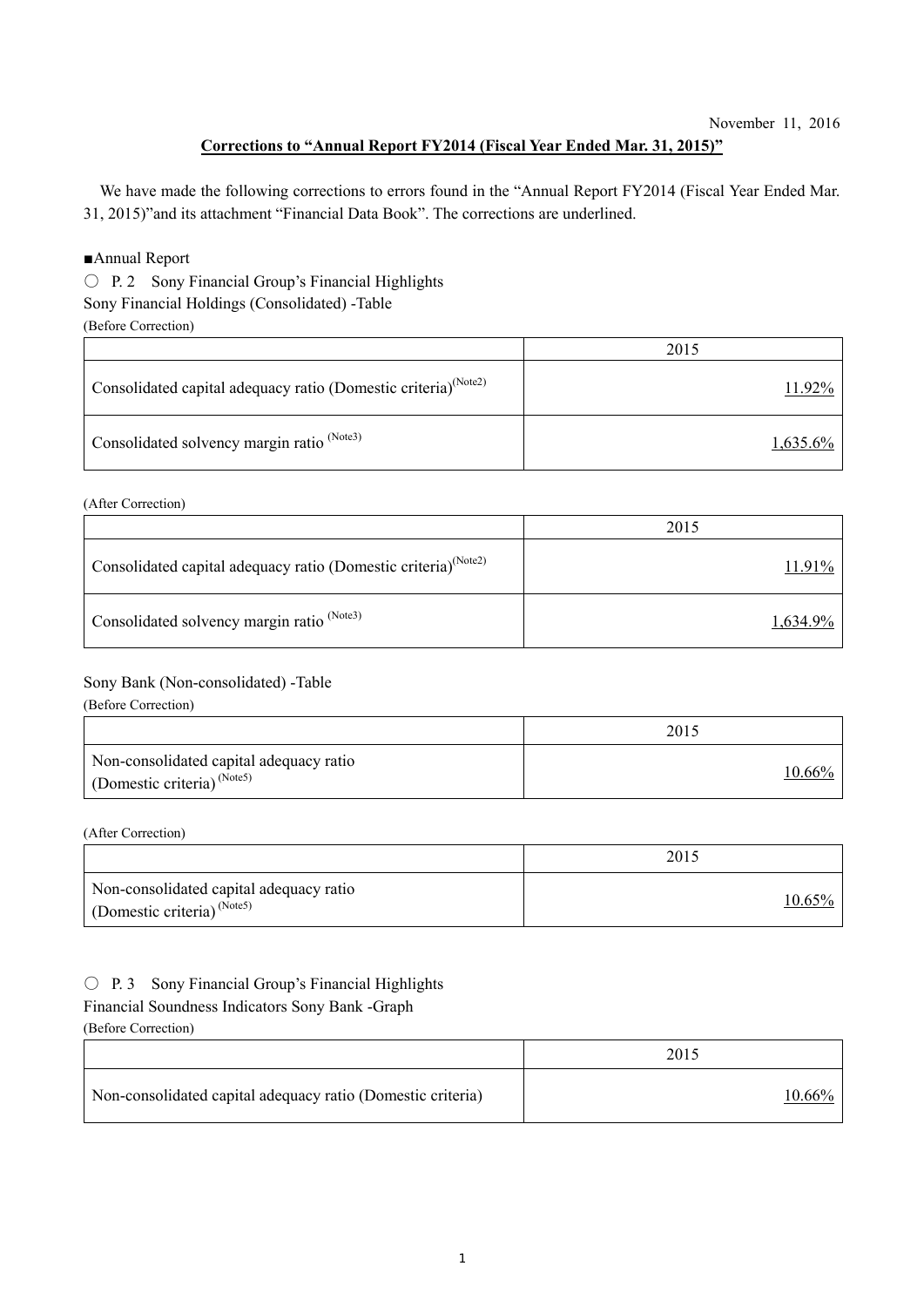November 11, 2016

**Corrections to "Annual Report FY2014 (Fiscal Year Ended Mar. 31, 2015)"**

We have made the following corrections to errors found in the "Annual Report FY2014 (Fiscal Year Ended Mar. 31, 2015)"and its attachment "Financial Data Book". The corrections are underlined.

■Annual Report

○ P. 2 Sony Financial Group's Financial Highlights

Sony Financial Holdings (Consolidated) -Table

(Before Correction)

| | 2015 |
|---|---|
| Consolidated capital adequacy ratio (Domestic criteria)(Note2) | 11.92% |
| Consolidated solvency margin ratio (Note3) | 1,635.6% |

(After Correction)

| | 2015 |
|---|---|
| Consolidated capital adequacy ratio (Domestic criteria)(Note2) | 11.91% |
| Consolidated solvency margin ratio (Note3) | 1,634.9% |

Sony Bank (Non-consolidated) -Table

(Before Correction)

| | 2015 |
|---|---|
| Non-consolidated capital adequacy ratio (Domestic criteria) (Note5) | 10.66% |

(After Correction)

| | 2015 |
|---|---|
| Non-consolidated capital adequacy ratio (Domestic criteria) (Note5) | 10.65% |

○ P. 3 Sony Financial Group's Financial Highlights

Financial Soundness Indicators Sony Bank -Graph

(Before Correction)

| | 2015 |
|---|---|
| Non-consolidated capital adequacy ratio (Domestic criteria) | 10.66% |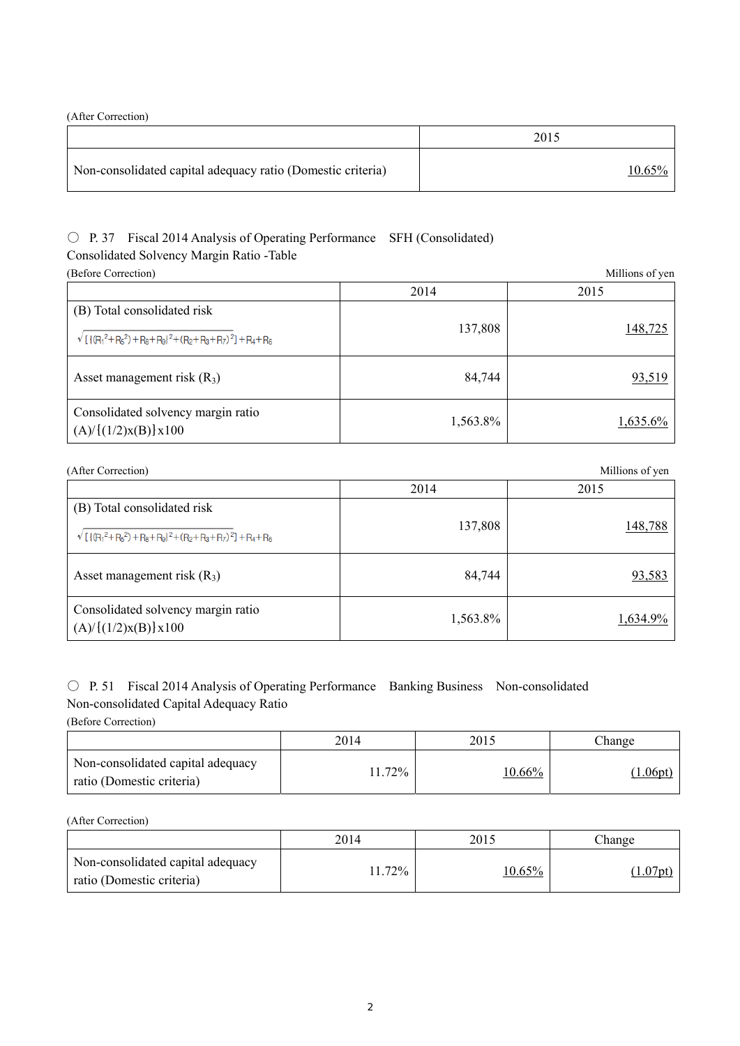(After Correction)

| | 2015 |
|---|---|
| Non-consolidated capital adequacy ratio (Domestic criteria) | 10.65% |

○ P. 37 Fiscal 2014 Analysis of Operating Performance SFH (Consolidated)
Consolidated Solvency Margin Ratio -Table

(Before Correction) Millions of yen

| | 2014 | 2015 |
|---|---|---|
| (B) Total consolidated risk $\sqrt{[\{(R_1^2+R_5^2)+R_8+R_9\}^2+(R_2+R_3+R_7)^2]}+R_4+R_6$ | 137,808 | 148,725 |
| Asset management risk ($R_3$) | 84,744 | 93,519 |
| Consolidated solvency margin ratio (A)/{(1/2)x(B)}x100 | 1,563.8% | 1,635.6% |

(After Correction) Millions of yen

| | 2014 | 2015 |
|---|---|---|
| (B) Total consolidated risk $\sqrt{[\{(R_1^2+R_5^2)+R_8+R_9\}^2+(R_2+R_3+R_7)^2]}+R_4+R_6$ | 137,808 | 148,788 |
| Asset management risk ($R_3$) | 84,744 | 93,583 |
| Consolidated solvency margin ratio (A)/{(1/2)x(B)}x100 | 1,563.8% | 1,634.9% |

○ P. 51 Fiscal 2014 Analysis of Operating Performance Banking Business Non-consolidated
Non-consolidated Capital Adequacy Ratio

(Before Correction)

| | 2014 | 2015 | Change |
|---|---|---|---|
| Non-consolidated capital adequacy ratio (Domestic criteria) | 11.72% | 10.66% | (1.06pt) |

(After Correction)

| | 2014 | 2015 | Change |
|---|---|---|---|
| Non-consolidated capital adequacy ratio (Domestic criteria) | 11.72% | 10.65% | (1.07pt) |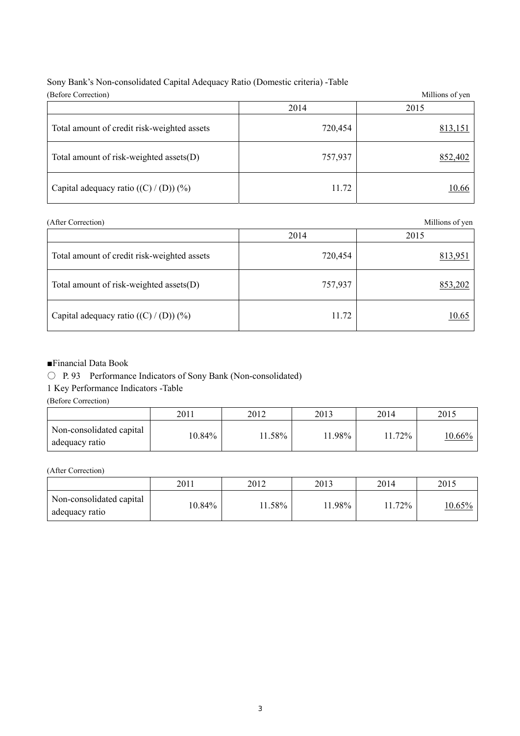Sony Bank's Non-consolidated Capital Adequacy Ratio (Domestic criteria) -Table

(Before Correction)

Millions of yen

| | 2014 | 2015 |
|---|---|---|
| Total amount of credit risk-weighted assets | 720,454 | 813,151 |
| Total amount of risk-weighted assets(D) | 757,937 | 852,402 |
| Capital adequacy ratio ((C) / (D)) (%) | 11.72 | 10.66 |

(After Correction)

Millions of yen

| | 2014 | 2015 |
|---|---|---|
| Total amount of credit risk-weighted assets | 720,454 | 813,951 |
| Total amount of risk-weighted assets(D) | 757,937 | 853,202 |
| Capital adequacy ratio ((C) / (D)) (%) | 11.72 | 10.65 |

■Financial Data Book

○ P. 93 Performance Indicators of Sony Bank (Non-consolidated)

1 Key Performance Indicators -Table

(Before Correction)

| | 2011 | 2012 | 2013 | 2014 | 2015 |
|---|---|---|---|---|---|
| Non-consolidated capital adequacy ratio | 10.84% | 11.58% | 11.98% | 11.72% | 10.66% |

(After Correction)

| | 2011 | 2012 | 2013 | 2014 | 2015 |
|---|---|---|---|---|---|
| Non-consolidated capital adequacy ratio | 10.84% | 11.58% | 11.98% | 11.72% | 10.65% |